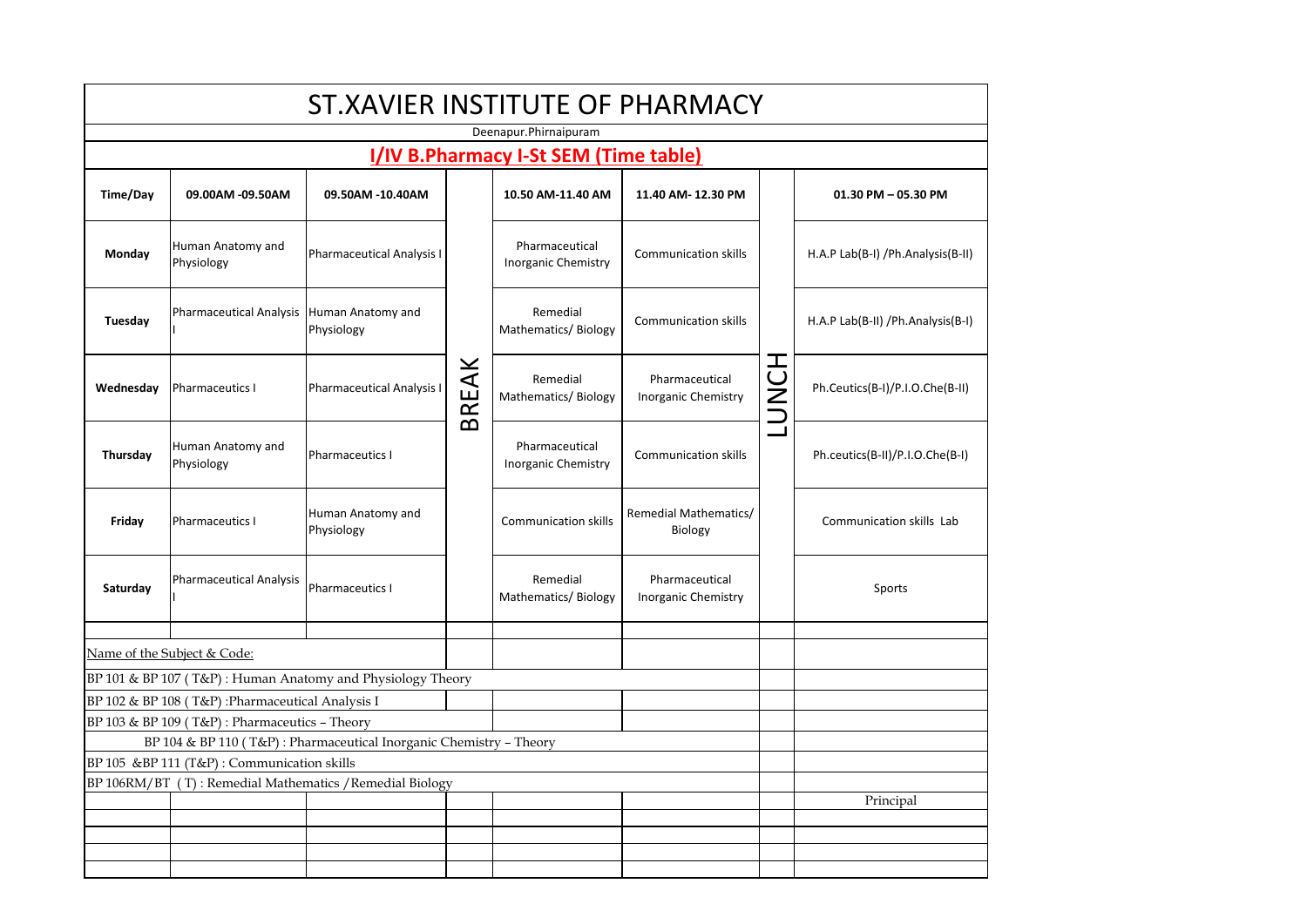# ST.XAVIER INSTITUTE OF PHARMACY

Deenapur.Phirnaipuram

## I/IV B.Pharmacy I-St SEM (Time table)

| Time/Day | 09.00AM -09.50AM | 09.50AM -10.40AM | | 10.50 AM-11.40 AM | 11.40 AM- 12.30 PM | | 01.30 PM – 05.30 PM |
|---|---|---|---|---|---|---|---|
| Monday | Human Anatomy and Physiology | Pharmaceutical Analysis I | BREAK | Pharmaceutical Inorganic Chemistry | Communication skills | LUNCH | H.A.P Lab(B-I) /Ph.Analysis(B-II) |
| Tuesday | Pharmaceutical Analysis I | Human Anatomy and Physiology | | Remedial Mathematics/ Biology | Communication skills | | H.A.P Lab(B-II) /Ph.Analysis(B-I) |
| Wednesday | Pharmaceutics I | Pharmaceutical Analysis I | | Remedial Mathematics/ Biology | Pharmaceutical Inorganic Chemistry | | Ph.Ceutics(B-I)/P.I.O.Che(B-II) |
| Thursday | Human Anatomy and Physiology | Pharmaceutics I | | Pharmaceutical Inorganic Chemistry | Communication skills | | Ph.ceutics(B-II)/P.I.O.Che(B-I) |
| Friday | Pharmaceutics I | Human Anatomy and Physiology | | Communication skills | Remedial Mathematics/ Biology | | Communication skills Lab |
| Saturday | Pharmaceutical Analysis I | Pharmaceutics I | | Remedial Mathematics/ Biology | Pharmaceutical Inorganic Chemistry | | Sports |

Name of the Subject & Code:

BP 101 & BP 107 ( T&P) : Human Anatomy and Physiology Theory

BP 102 & BP 108 ( T&P) :Pharmaceutical Analysis I

BP 103 & BP 109 ( T&P) : Pharmaceutics – Theory

BP 104 & BP 110 ( T&P) : Pharmaceutical Inorganic Chemistry – Theory

BP 105 &BP 111 (T&P) : Communication skills

BP 106RM/BT ( T) : Remedial Mathematics /Remedial Biology

Principal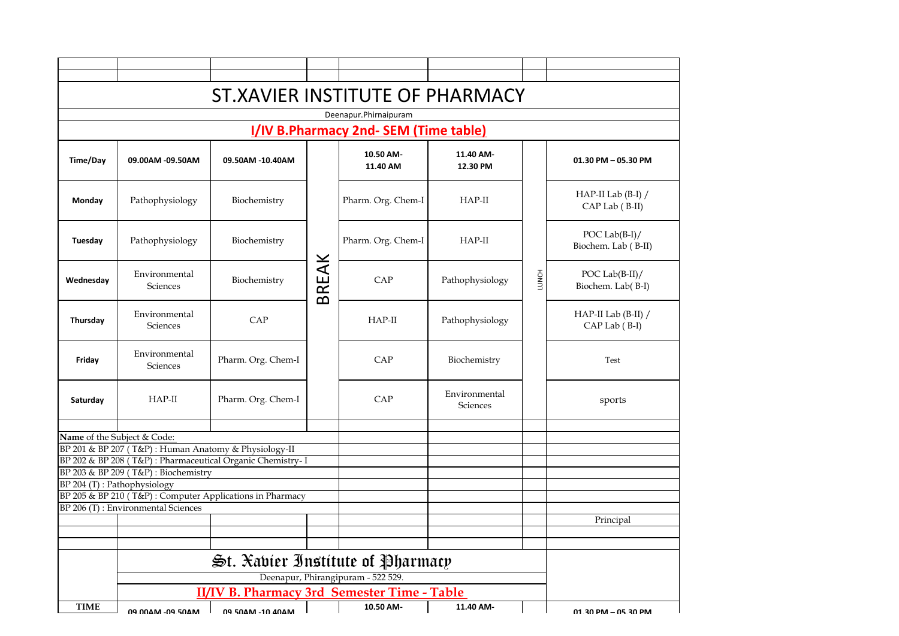# ST.XAVIER INSTITUTE OF PHARMACY

Deenapur.Phirnaipuram

## I/IV B.Pharmacy 2nd- SEM (Time table)

| Time/Day | 09.00AM -09.50AM | 09.50AM -10.40AM | | 10.50 AM-11.40 AM | 11.40 AM-12.30 PM | | 01.30 PM – 05.30 PM |
|---|---|---|---|---|---|---|---|
| Monday | Pathophysiology | Biochemistry | BREAK | Pharm. Org. Chem-I | HAP-II | LUNCH | HAP-II Lab (B-I) / CAP Lab ( B-II) |
| Tuesday | Pathophysiology | Biochemistry | | Pharm. Org. Chem-I | HAP-II | | POC Lab(B-I)/ Biochem. Lab ( B-II) |
| Wednesday | Environmental Sciences | Biochemistry | | CAP | Pathophysiology | | POC Lab(B-II)/ Biochem. Lab( B-I) |
| Thursday | Environmental Sciences | CAP | | HAP-II | Pathophysiology | | HAP-II Lab (B-II) / CAP Lab ( B-I) |
| Friday | Environmental Sciences | Pharm. Org. Chem-I | | CAP | Biochemistry | | Test |
| Saturday | HAP-II | Pharm. Org. Chem-I | | CAP | Environmental Sciences | | sports |

**Name** of the Subject & Code:

BP 201 & BP 207 ( T&P) : Human Anatomy & Physiology-II

BP 202 & BP 208 ( T&P) : Pharmaceutical Organic Chemistry- I

BP 203 & BP 209 ( T&P) : Biochemistry

BP 204 (T) : Pathophysiology

BP 205 & BP 210 ( T&P) : Computer Applications in Pharmacy

BP 206 (T) : Environmental Sciences

Principal

# St. Xavier Institute of Pharmacy

Deenapur, Phirangipuram - 522 529.

## II/IV B. Pharmacy 3rd Semester Time - Table

| TIME | 09.00AM -09.50AM | 09.50AM -10.40AM | | 10.50 AM- | 11.40 AM- | | 01.30 PM – 05.30 PM |
|---|---|---|---|---|---|---|---|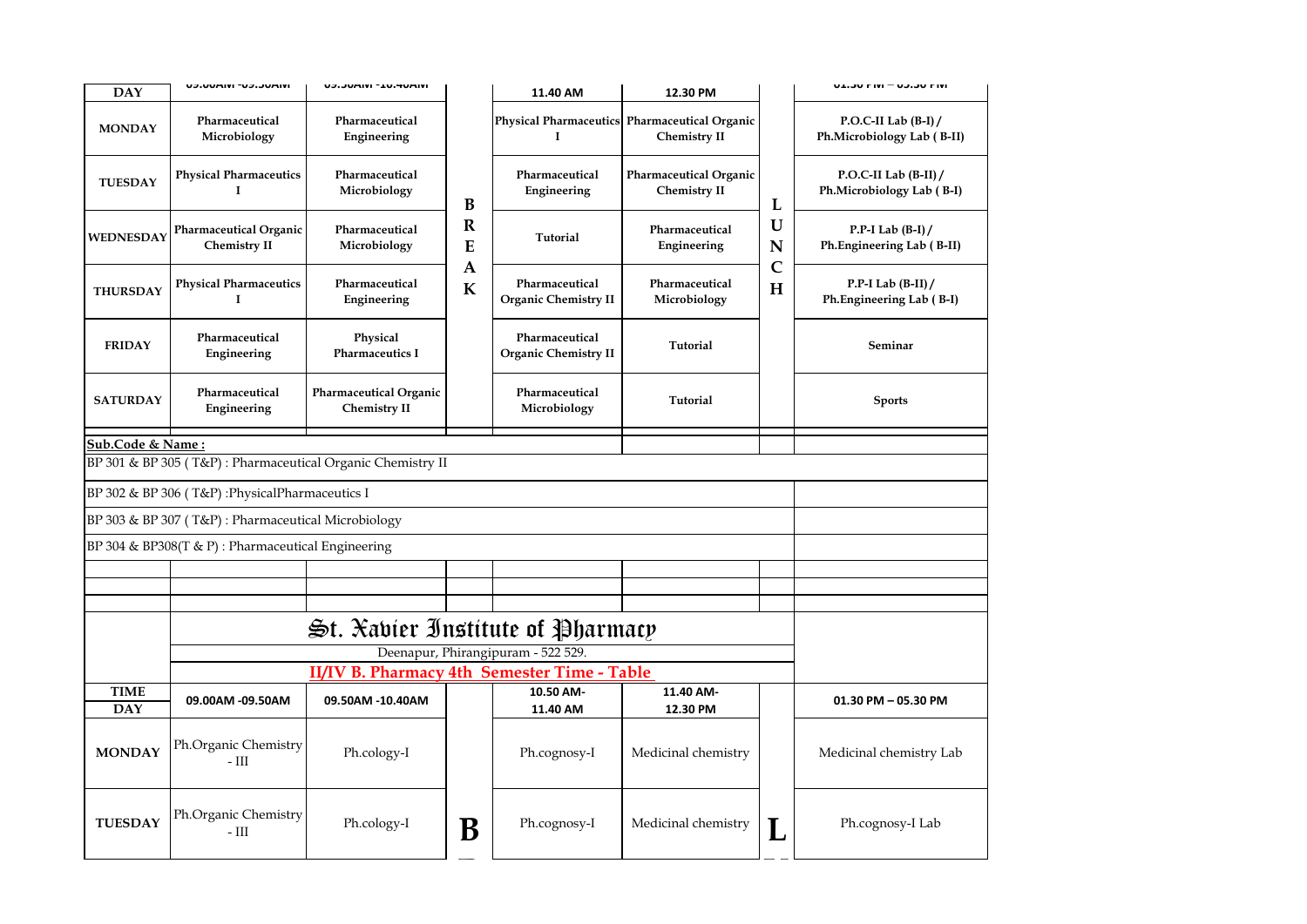| DAY | 09.00AM -09.50AM | 09.50AM -10.40AM | | 11.40 AM | 12.30 PM | | 01.30 PM – 05.30 PM |
|---|---|---|---|---|---|---|---|
| MONDAY | Pharmaceutical Microbiology | Pharmaceutical Engineering | B R E A K | Physical Pharmaceutics I | Pharmaceutical Organic Chemistry II | L U N C H | P.O.C-II Lab (B-I) / Ph.Microbiology Lab ( B-II) |
| TUESDAY | Physical Pharmaceutics I | Pharmaceutical Microbiology | | Pharmaceutical Engineering | Pharmaceutical Organic Chemistry II | | P.O.C-II Lab (B-II) / Ph.Microbiology Lab ( B-I) |
| WEDNESDAY | Pharmaceutical Organic Chemistry II | Pharmaceutical Microbiology | | Tutorial | Pharmaceutical Engineering | | P.P-I Lab (B-I) / Ph.Engineering Lab ( B-II) |
| THURSDAY | Physical Pharmaceutics I | Pharmaceutical Engineering | | Pharmaceutical Organic Chemistry II | Pharmaceutical Microbiology | | P.P-I Lab (B-II) / Ph.Engineering Lab ( B-I) |
| FRIDAY | Pharmaceutical Engineering | Physical Pharmaceutics I | | Pharmaceutical Organic Chemistry II | Tutorial | | Seminar |
| SATURDAY | Pharmaceutical Engineering | Pharmaceutical Organic Chemistry II | | Pharmaceutical Microbiology | Tutorial | | Sports |

**Sub.Code & Name :**

BP 301 & BP 305 ( T&P) : Pharmaceutical Organic Chemistry II

BP 302 & BP 306 ( T&P) :PhysicalPharmaceutics I

BP 303 & BP 307 ( T&P) : Pharmaceutical Microbiology

BP 304 & BP308(T & P) : Pharmaceutical Engineering

# St. Xavier Institute of Pharmacy

Deenapur, Phirangipuram - 522 529.

## II/IV B. Pharmacy 4th Semester Time - Table

| TIME / DAY | 09.00AM -09.50AM | 09.50AM -10.40AM | | 10.50 AM- 11.40 AM | 11.40 AM- 12.30 PM | | 01.30 PM – 05.30 PM |
|---|---|---|---|---|---|---|---|
| MONDAY | Ph.Organic Chemistry - III | Ph.cology-I | B | Ph.cognosy-I | Medicinal chemistry | L | Medicinal chemistry Lab |
| TUESDAY | Ph.Organic Chemistry - III | Ph.cology-I | | Ph.cognosy-I | Medicinal chemistry | | Ph.cognosy-I Lab |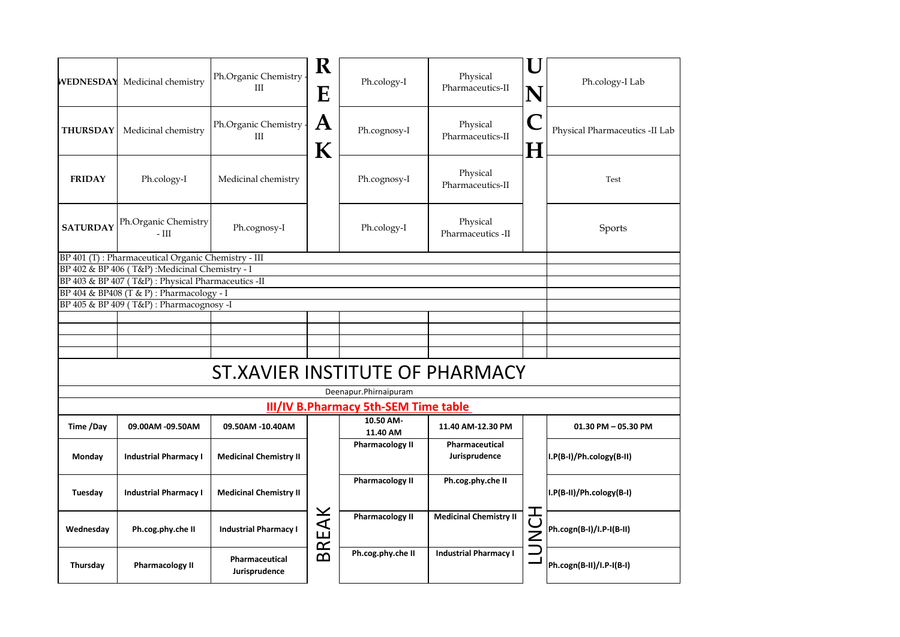| WEDNESDAY | Medicinal chemistry | Ph.Organic Chemistry - III | BREAK | Ph.cology-I | Physical Pharmaceutics-II | LUNCH | Ph.cology-I Lab |
|---|---|---|---|---|---|---|---|
| THURSDAY | Medicinal chemistry | Ph.Organic Chemistry - III | | Ph.cognosy-I | Physical Pharmaceutics-II | | Physical Pharmaceutics -II Lab |
| FRIDAY | Ph.cology-I | Medicinal chemistry | | Ph.cognosy-I | Physical Pharmaceutics-II | | Test |
| SATURDAY | Ph.Organic Chemistry - III | Ph.cognosy-I | | Ph.cology-I | Physical Pharmaceutics -II | | Sports |

BP 401 (T) : Pharmaceutical Organic Chemistry - III
BP 402 & BP 406 ( T&P) :Medicinal Chemistry - I
BP 403 & BP 407 ( T&P) : Physical Pharmaceutics -II
BP 404 & BP408 (T & P) : Pharmacology - I
BP 405 & BP 409 ( T&P) : Pharmacognosy -I

# ST.XAVIER INSTITUTE OF PHARMACY

Deenapur.Phirnaipuram

## III/IV B.Pharmacy 5th-SEM Time table

| Time /Day | 09.00AM -09.50AM | 09.50AM -10.40AM | | 10.50 AM-11.40 AM | 11.40 AM-12.30 PM | | 01.30 PM – 05.30 PM |
|---|---|---|---|---|---|---|---|
| Monday | Industrial Pharmacy I | Medicinal Chemistry II | BREAK | Pharmacology II | Pharmaceutical Jurisprudence | LUNCH | I.P(B-I)/Ph.cology(B-II) |
| Tuesday | Industrial Pharmacy I | Medicinal Chemistry II | | Pharmacology II | Ph.cog.phy.che II | | I.P(B-II)/Ph.cology(B-I) |
| Wednesday | Ph.cog.phy.che II | Industrial Pharmacy I | | Pharmacology II | Medicinal Chemistry II | | Ph.cogn(B-I)/I.P-I(B-II) |
| Thursday | Pharmacology II | Pharmaceutical Jurisprudence | | Ph.cog.phy.che II | Industrial Pharmacy I | | Ph.cogn(B-II)/I.P-I(B-I) |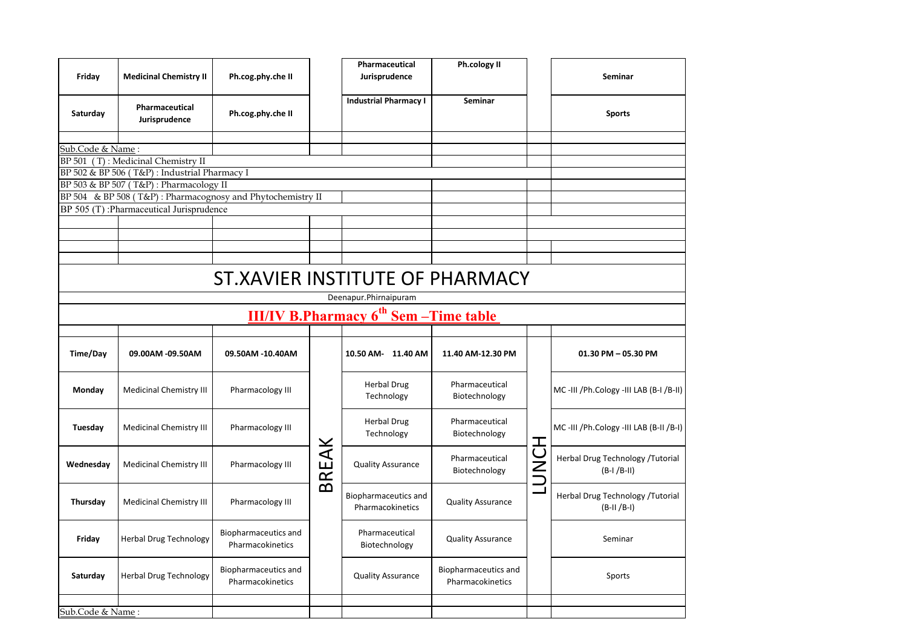| Friday | Medicinal Chemistry II | Ph.cog.phy.che II | | Pharmaceutical Jurisprudence | Ph.cology II | | Seminar |
|---|---|---|---|---|---|---|---|
| Saturday | Pharmaceutical Jurisprudence | Ph.cog.phy.che II | | Industrial Pharmacy I | Seminar | | Sports |

Sub.Code & Name :

BP 501 (T) : Medicinal Chemistry II

BP 502 & BP 506 ( T&P) : Industrial Pharmacy I

BP 503 & BP 507 ( T&P) : Pharmacology II

BP 504 & BP 508 ( T&P) : Pharmacognosy and Phytochemistry II

BP 505 (T) :Pharmaceutical Jurisprudence

# ST.XAVIER INSTITUTE OF PHARMACY

Deenapur.Phirnaipuram

## III/IV B.Pharmacy 6th Sem –Time table

| Time/Day | 09.00AM -09.50AM | 09.50AM -10.40AM | | 10.50 AM- 11.40 AM | 11.40 AM-12.30 PM | | 01.30 PM – 05.30 PM |
|---|---|---|---|---|---|---|---|
| Monday | Medicinal Chemistry III | Pharmacology III | BREAK | Herbal Drug Technology | Pharmaceutical Biotechnology | LUNCH | MC -III /Ph.Cology -III LAB (B-I /B-II) |
| Tuesday | Medicinal Chemistry III | Pharmacology III | | Herbal Drug Technology | Pharmaceutical Biotechnology | | MC -III /Ph.Cology -III LAB (B-II /B-I) |
| Wednesday | Medicinal Chemistry III | Pharmacology III | | Quality Assurance | Pharmaceutical Biotechnology | | Herbal Drug Technology /Tutorial (B-I /B-II) |
| Thursday | Medicinal Chemistry III | Pharmacology III | | Biopharmaceutics and Pharmacokinetics | Quality Assurance | | Herbal Drug Technology /Tutorial (B-II /B-I) |
| Friday | Herbal Drug Technology | Biopharmaceutics and Pharmacokinetics | | Pharmaceutical Biotechnology | Quality Assurance | | Seminar |
| Saturday | Herbal Drug Technology | Biopharmaceutics and Pharmacokinetics | | Quality Assurance | Biopharmaceutics and Pharmacokinetics | | Sports |

Sub.Code & Name :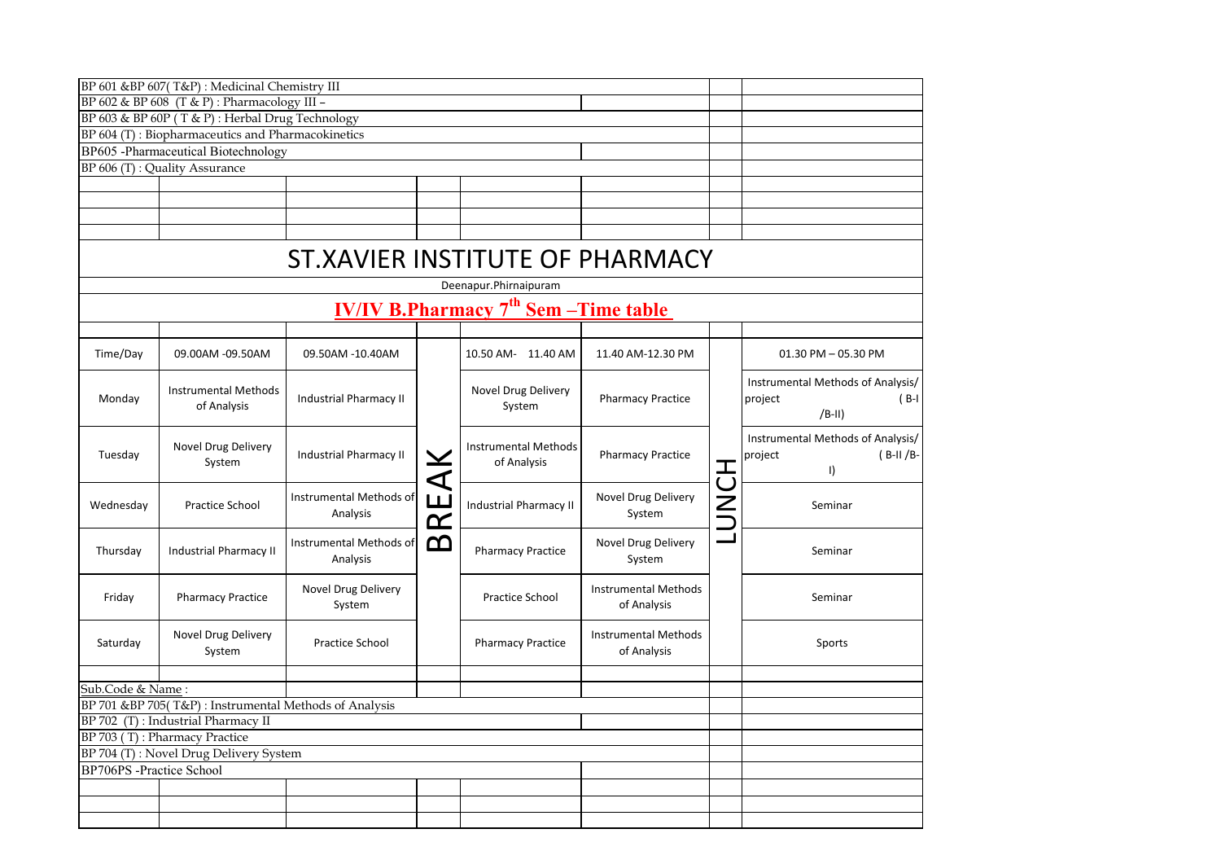BP 601 &BP 607( T&P) : Medicinal Chemistry III
BP 602 & BP 608 (T & P) : Pharmacology III –
BP 603 & BP 60P ( T & P) : Herbal Drug Technology
BP 604 (T) : Biopharmaceutics and Pharmacokinetics
BP605 -Pharmaceutical Biotechnology
BP 606 (T) : Quality Assurance

# ST.XAVIER INSTITUTE OF PHARMACY

Deenapur.Phirnaipuram

## IV/IV B.Pharmacy 7th Sem –Time table

| Time/Day | 09.00AM -09.50AM | 09.50AM -10.40AM | | 10.50 AM- 11.40 AM | 11.40 AM-12.30 PM | | 01.30 PM – 05.30 PM |
|---|---|---|---|---|---|---|---|
| Monday | Instrumental Methods of Analysis | Industrial Pharmacy II | BREAK | Novel Drug Delivery System | Pharmacy Practice | LUNCH | Instrumental Methods of Analysis/ project ( B-I /B-II) |
| Tuesday | Novel Drug Delivery System | Industrial Pharmacy II | | Instrumental Methods of Analysis | Pharmacy Practice | | Instrumental Methods of Analysis/ project ( B-II /B-I) |
| Wednesday | Practice School | Instrumental Methods of Analysis | | Industrial Pharmacy II | Novel Drug Delivery System | | Seminar |
| Thursday | Industrial Pharmacy II | Instrumental Methods of Analysis | | Pharmacy Practice | Novel Drug Delivery System | | Seminar |
| Friday | Pharmacy Practice | Novel Drug Delivery System | | Practice School | Instrumental Methods of Analysis | | Seminar |
| Saturday | Novel Drug Delivery System | Practice School | | Pharmacy Practice | Instrumental Methods of Analysis | | Sports |

Sub.Code & Name :
BP 701 &BP 705( T&P) : Instrumental Methods of Analysis
BP 702 (T) : Industrial Pharmacy II
BP 703 ( T) : Pharmacy Practice
BP 704 (T) : Novel Drug Delivery System
BP706PS -Practice School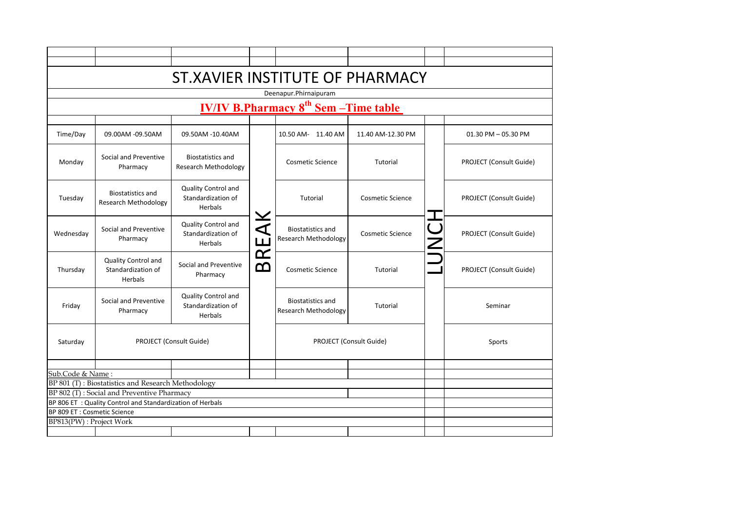# ST.XAVIER INSTITUTE OF PHARMACY

Deenapur.Phirnaipuram

## IV/IV B.Pharmacy $8^{th}$ Sem –Time table

| Time/Day | 09.00AM -09.50AM | 09.50AM -10.40AM | | 10.50 AM- 11.40 AM | 11.40 AM-12.30 PM | | 01.30 PM – 05.30 PM |
|---|---|---|---|---|---|---|---|
| Monday | Social and Preventive Pharmacy | Biostatistics and Research Methodology | BREAK | Cosmetic Science | Tutorial | LUNCH | PROJECT (Consult Guide) |
| Tuesday | Biostatistics and Research Methodology | Quality Control and Standardization of Herbals | | Tutorial | Cosmetic Science | | PROJECT (Consult Guide) |
| Wednesday | Social and Preventive Pharmacy | Quality Control and Standardization of Herbals | | Biostatistics and Research Methodology | Cosmetic Science | | PROJECT (Consult Guide) |
| Thursday | Quality Control and Standardization of Herbals | Social and Preventive Pharmacy | | Cosmetic Science | Tutorial | | PROJECT (Consult Guide) |
| Friday | Social and Preventive Pharmacy | Quality Control and Standardization of Herbals | | Biostatistics and Research Methodology | Tutorial | | Seminar |
| Saturday | PROJECT (Consult Guide) | | | PROJECT (Consult Guide) | | | Sports |

Sub.Code & Name :

BP 801 (T) : Biostatistics and Research Methodology

BP 802 (T) : Social and Preventive Pharmacy

BP 806 ET : Quality Control and Standardization of Herbals

BP 809 ET : Cosmetic Science

BP813(PW) : Project Work